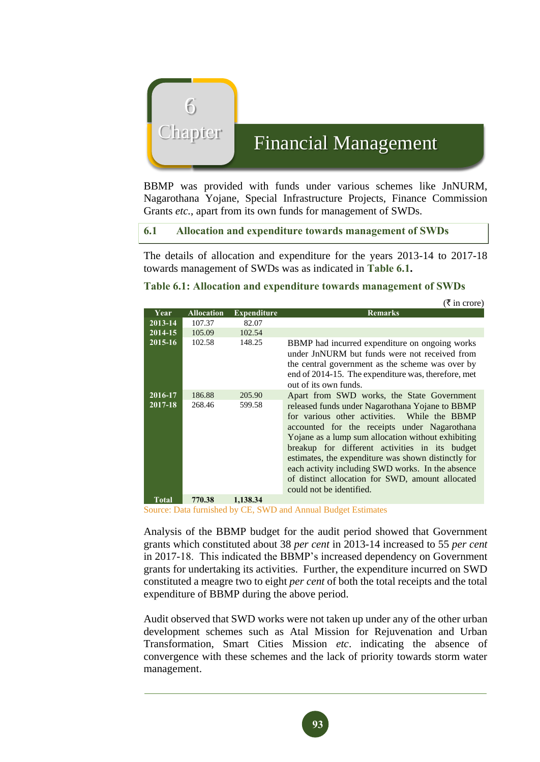# Chapter 6

# Financial Management

BBMP was provided with funds under various schemes like JnNURM, Nagarothana Yojane, Special Infrastructure Projects, Finance Commission Grants *etc.*, apart from its own funds for management of SWDs.

## 6.1 Allocation and expenditure towards management of SWDs

The details of allocation and expenditure for the years 2013-14 to 2017-18 towards management of SWDs was as indicated in **Table 6.1.**

**Table 6.1: Allocation and expenditure towards management of SWDs**

(₹ in crore)

| Year | Allocation | Expenditure | Remarks |
|---|---|---|---|
| **2013-14** | 107.37 | 82.07 | |
| **2014-15** | 105.09 | 102.54 | |
| **2015-16** | 102.58 | 148.25 | BBMP had incurred expenditure on ongoing works under JnNURM but funds were not received from the central government as the scheme was over by end of 2014-15. The expenditure was, therefore, met out of its own funds. |
| **2016-17** | 186.88 | 205.90 | Apart from SWD works, the State Government released funds under Nagarothana Yojane to BBMP for various other activities. While the BBMP accounted for the receipts under Nagarothana Yojane as a lump sum allocation without exhibiting breakup for different activities in its budget estimates, the expenditure was shown distinctly for each activity including SWD works. In the absence of distinct allocation for SWD, amount allocated could not be identified. |
| **2017-18** | 268.46 | 599.58 | |
| **Total** | **770.38** | **1,138.34** | |

Source: Data furnished by CE, SWD and Annual Budget Estimates

Analysis of the BBMP budget for the audit period showed that Government grants which constituted about 38 *per cent* in 2013-14 increased to 55 *per cent* in 2017-18. This indicated the BBMP's increased dependency on Government grants for undertaking its activities. Further, the expenditure incurred on SWD constituted a meagre two to eight *per cent* of both the total receipts and the total expenditure of BBMP during the above period.

Audit observed that SWD works were not taken up under any of the other urban development schemes such as Atal Mission for Rejuvenation and Urban Transformation, Smart Cities Mission *etc*. indicating the absence of convergence with these schemes and the lack of priority towards storm water management.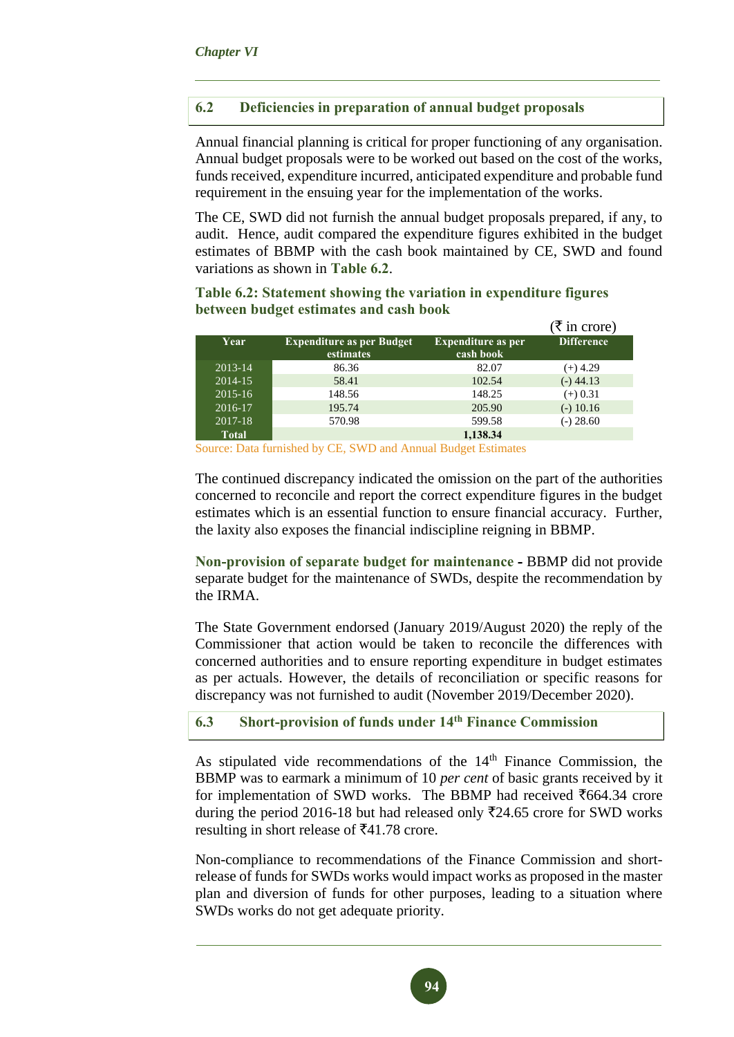## 6.2 Deficiencies in preparation of annual budget proposals

Annual financial planning is critical for proper functioning of any organisation. Annual budget proposals were to be worked out based on the cost of the works, funds received, expenditure incurred, anticipated expenditure and probable fund requirement in the ensuing year for the implementation of the works.

The CE, SWD did not furnish the annual budget proposals prepared, if any, to audit. Hence, audit compared the expenditure figures exhibited in the budget estimates of BBMP with the cash book maintained by CE, SWD and found variations as shown in **Table 6.2**.

**Table 6.2: Statement showing the variation in expenditure figures between budget estimates and cash book**

(₹ in crore)

| Year | Expenditure as per Budget estimates | Expenditure as per cash book | Difference |
|---|---|---|---|
| 2013-14 | 86.36 | 82.07 | (+) 4.29 |
| 2014-15 | 58.41 | 102.54 | (-) 44.13 |
| 2015-16 | 148.56 | 148.25 | (+) 0.31 |
| 2016-17 | 195.74 | 205.90 | (-) 10.16 |
| 2017-18 | 570.98 | 599.58 | (-) 28.60 |
| **Total** | | **1,138.34** | |

Source: Data furnished by CE, SWD and Annual Budget Estimates

The continued discrepancy indicated the omission on the part of the authorities concerned to reconcile and report the correct expenditure figures in the budget estimates which is an essential function to ensure financial accuracy. Further, the laxity also exposes the financial indiscipline reigning in BBMP.

**Non-provision of separate budget for maintenance -** BBMP did not provide separate budget for the maintenance of SWDs, despite the recommendation by the IRMA.

The State Government endorsed (January 2019/August 2020) the reply of the Commissioner that action would be taken to reconcile the differences with concerned authorities and to ensure reporting expenditure in budget estimates as per actuals. However, the details of reconciliation or specific reasons for discrepancy was not furnished to audit (November 2019/December 2020).

## 6.3 Short-provision of funds under 14th Finance Commission

As stipulated vide recommendations of the 14th Finance Commission, the BBMP was to earmark a minimum of 10 *per cent* of basic grants received by it for implementation of SWD works. The BBMP had received ₹664.34 crore during the period 2016-18 but had released only ₹24.65 crore for SWD works resulting in short release of ₹41.78 crore.

Non-compliance to recommendations of the Finance Commission and short-release of funds for SWDs works would impact works as proposed in the master plan and diversion of funds for other purposes, leading to a situation where SWDs works do not get adequate priority.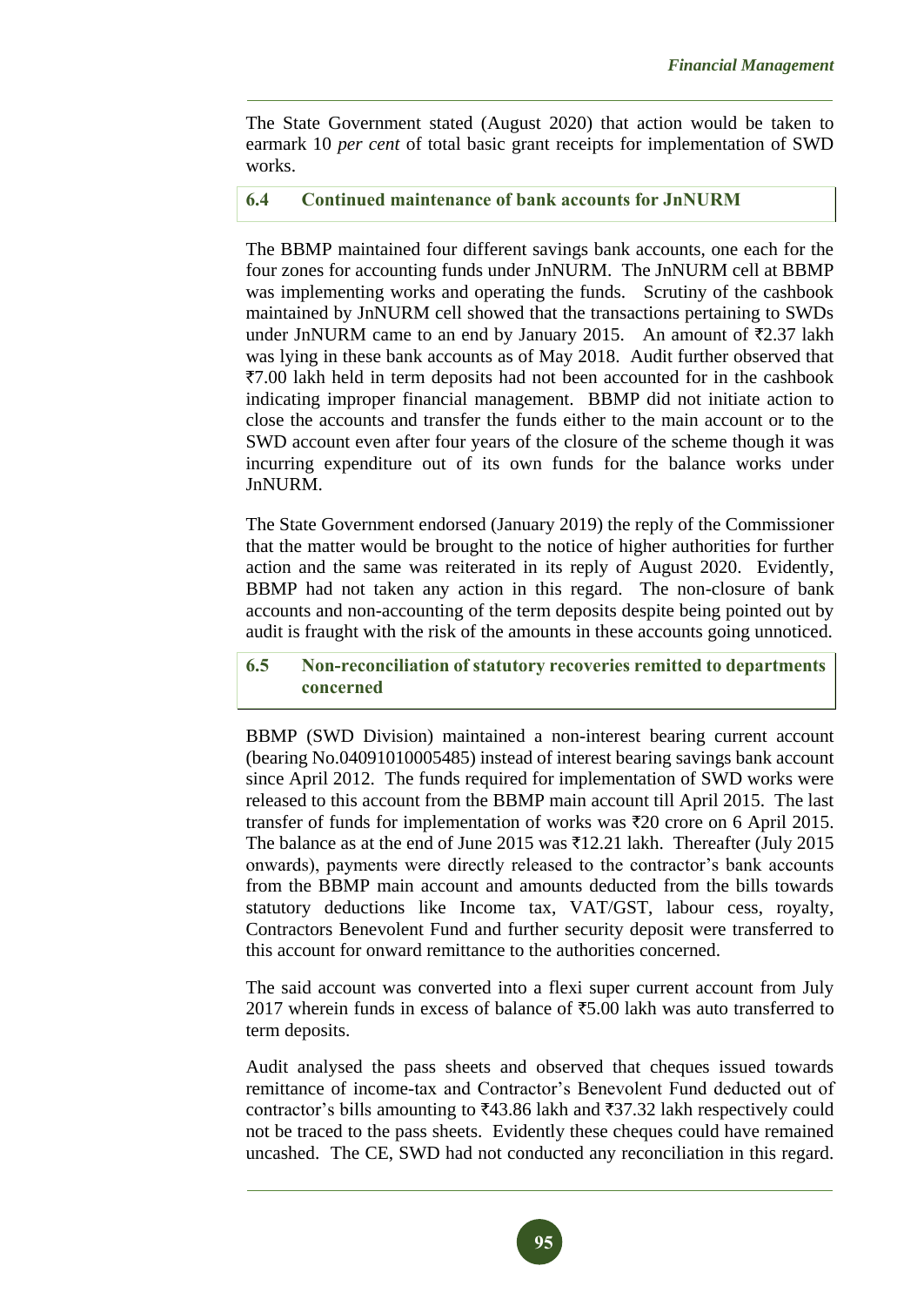The State Government stated (August 2020) that action would be taken to earmark 10 *per cent* of total basic grant receipts for implementation of SWD works.

### 6.4 Continued maintenance of bank accounts for JnNURM

The BBMP maintained four different savings bank accounts, one each for the four zones for accounting funds under JnNURM. The JnNURM cell at BBMP was implementing works and operating the funds. Scrutiny of the cashbook maintained by JnNURM cell showed that the transactions pertaining to SWDs under JnNURM came to an end by January 2015. An amount of ₹2.37 lakh was lying in these bank accounts as of May 2018. Audit further observed that ₹7.00 lakh held in term deposits had not been accounted for in the cashbook indicating improper financial management. BBMP did not initiate action to close the accounts and transfer the funds either to the main account or to the SWD account even after four years of the closure of the scheme though it was incurring expenditure out of its own funds for the balance works under JnNURM.

The State Government endorsed (January 2019) the reply of the Commissioner that the matter would be brought to the notice of higher authorities for further action and the same was reiterated in its reply of August 2020. Evidently, BBMP had not taken any action in this regard. The non-closure of bank accounts and non-accounting of the term deposits despite being pointed out by audit is fraught with the risk of the amounts in these accounts going unnoticed.

### 6.5 Non-reconciliation of statutory recoveries remitted to departments concerned

BBMP (SWD Division) maintained a non-interest bearing current account (bearing No.04091010005485) instead of interest bearing savings bank account since April 2012. The funds required for implementation of SWD works were released to this account from the BBMP main account till April 2015. The last transfer of funds for implementation of works was ₹20 crore on 6 April 2015. The balance as at the end of June 2015 was ₹12.21 lakh. Thereafter (July 2015 onwards), payments were directly released to the contractor's bank accounts from the BBMP main account and amounts deducted from the bills towards statutory deductions like Income tax, VAT/GST, labour cess, royalty, Contractors Benevolent Fund and further security deposit were transferred to this account for onward remittance to the authorities concerned.

The said account was converted into a flexi super current account from July 2017 wherein funds in excess of balance of ₹5.00 lakh was auto transferred to term deposits.

Audit analysed the pass sheets and observed that cheques issued towards remittance of income-tax and Contractor's Benevolent Fund deducted out of contractor's bills amounting to ₹43.86 lakh and ₹37.32 lakh respectively could not be traced to the pass sheets. Evidently these cheques could have remained uncashed. The CE, SWD had not conducted any reconciliation in this regard.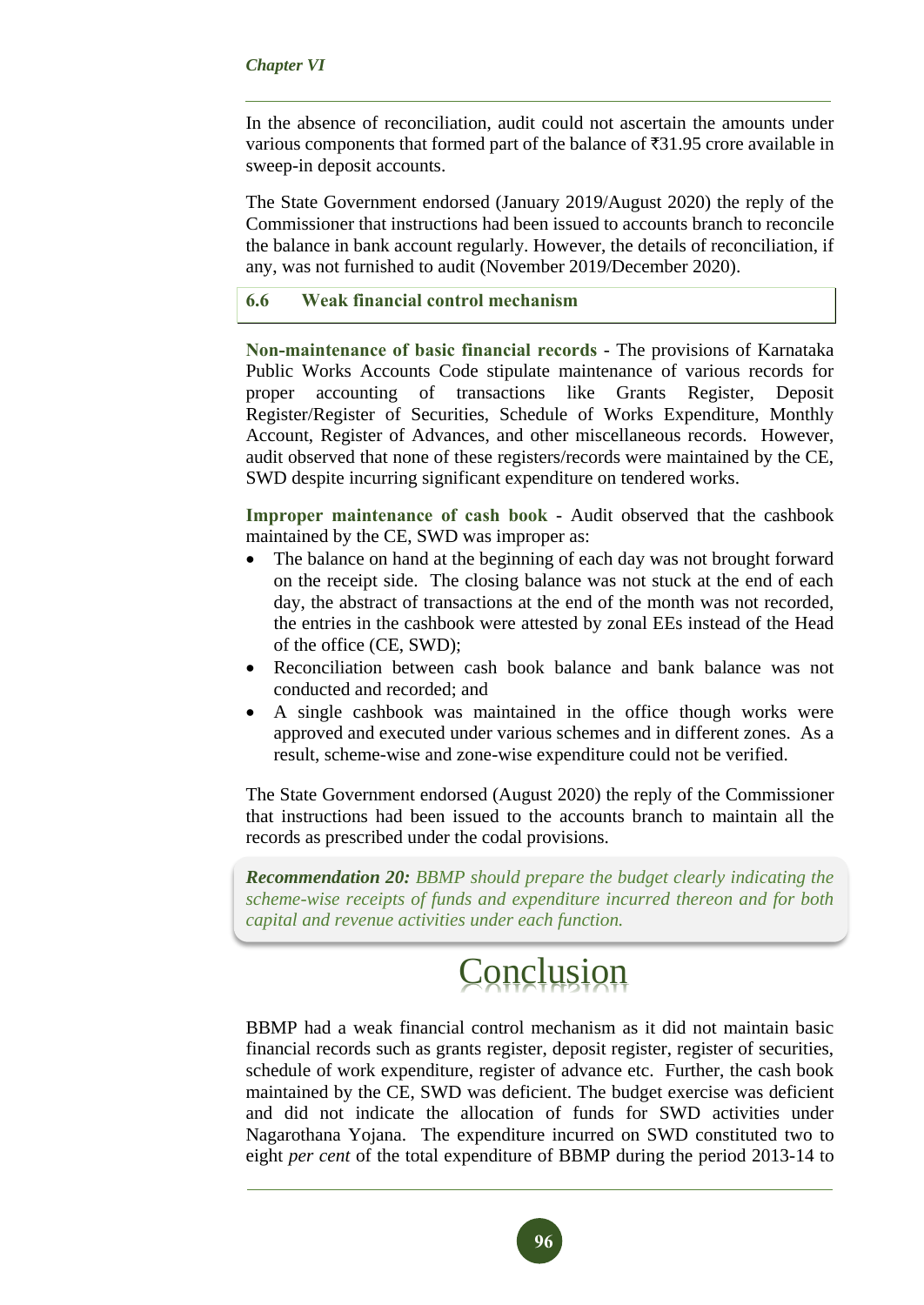In the absence of reconciliation, audit could not ascertain the amounts under various components that formed part of the balance of ₹31.95 crore available in sweep-in deposit accounts.

The State Government endorsed (January 2019/August 2020) the reply of the Commissioner that instructions had been issued to accounts branch to reconcile the balance in bank account regularly. However, the details of reconciliation, if any, was not furnished to audit (November 2019/December 2020).

## 6.6 Weak financial control mechanism

**Non-maintenance of basic financial records** - The provisions of Karnataka Public Works Accounts Code stipulate maintenance of various records for proper accounting of transactions like Grants Register, Deposit Register/Register of Securities, Schedule of Works Expenditure, Monthly Account, Register of Advances, and other miscellaneous records. However, audit observed that none of these registers/records were maintained by the CE, SWD despite incurring significant expenditure on tendered works.

**Improper maintenance of cash book** - Audit observed that the cashbook maintained by the CE, SWD was improper as:

- The balance on hand at the beginning of each day was not brought forward on the receipt side. The closing balance was not stuck at the end of each day, the abstract of transactions at the end of the month was not recorded, the entries in the cashbook were attested by zonal EEs instead of the Head of the office (CE, SWD);
- Reconciliation between cash book balance and bank balance was not conducted and recorded; and
- A single cashbook was maintained in the office though works were approved and executed under various schemes and in different zones. As a result, scheme-wise and zone-wise expenditure could not be verified.

The State Government endorsed (August 2020) the reply of the Commissioner that instructions had been issued to the accounts branch to maintain all the records as prescribed under the codal provisions.

***Recommendation 20:*** *BBMP should prepare the budget clearly indicating the scheme-wise receipts of funds and expenditure incurred thereon and for both capital and revenue activities under each function.*

# Conclusion

BBMP had a weak financial control mechanism as it did not maintain basic financial records such as grants register, deposit register, register of securities, schedule of work expenditure, register of advance etc. Further, the cash book maintained by the CE, SWD was deficient. The budget exercise was deficient and did not indicate the allocation of funds for SWD activities under Nagarothana Yojana. The expenditure incurred on SWD constituted two to eight *per cent* of the total expenditure of BBMP during the period 2013-14 to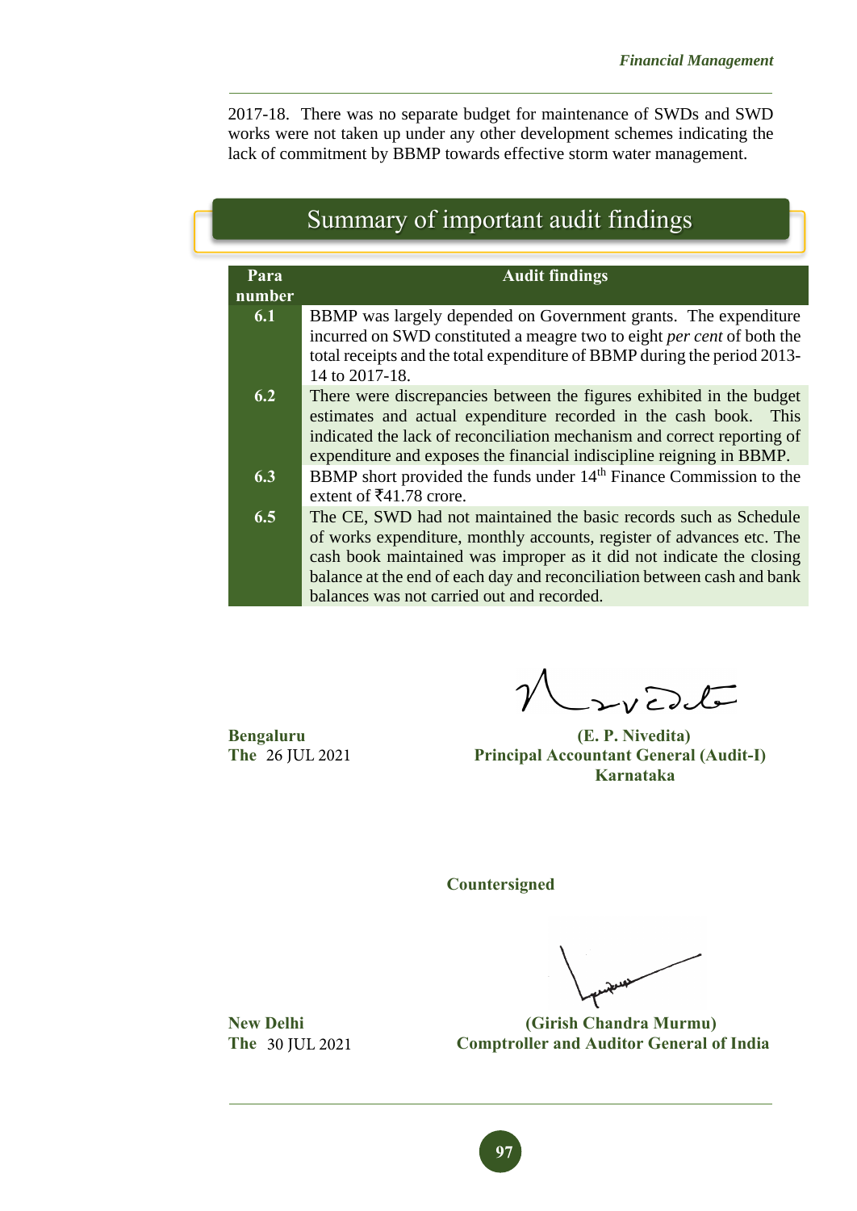2017-18. There was no separate budget for maintenance of SWDs and SWD works were not taken up under any other development schemes indicating the lack of commitment by BBMP towards effective storm water management.

## Summary of important audit findings

| Para number | Audit findings |
|---|---|
| 6.1 | BBMP was largely depended on Government grants. The expenditure incurred on SWD constituted a meagre two to eight *per cent* of both the total receipts and the total expenditure of BBMP during the period 2013-14 to 2017-18. |
| 6.2 | There were discrepancies between the figures exhibited in the budget estimates and actual expenditure recorded in the cash book. This indicated the lack of reconciliation mechanism and correct reporting of expenditure and exposes the financial indiscipline reigning in BBMP. |
| 6.3 | BBMP short provided the funds under 14th Finance Commission to the extent of ₹41.78 crore. |
| 6.5 | The CE, SWD had not maintained the basic records such as Schedule of works expenditure, monthly accounts, register of advances etc. The cash book maintained was improper as it did not indicate the closing balance at the end of each day and reconciliation between cash and bank balances was not carried out and recorded. |

**Bengaluru**
**The** 26 JUL 2021

**(E. P. Nivedita)**
**Principal Accountant General (Audit-I)**
**Karnataka**

**Countersigned**

**New Delhi**
**The** 30 JUL 2021

**(Girish Chandra Murmu)**
**Comptroller and Auditor General of India**